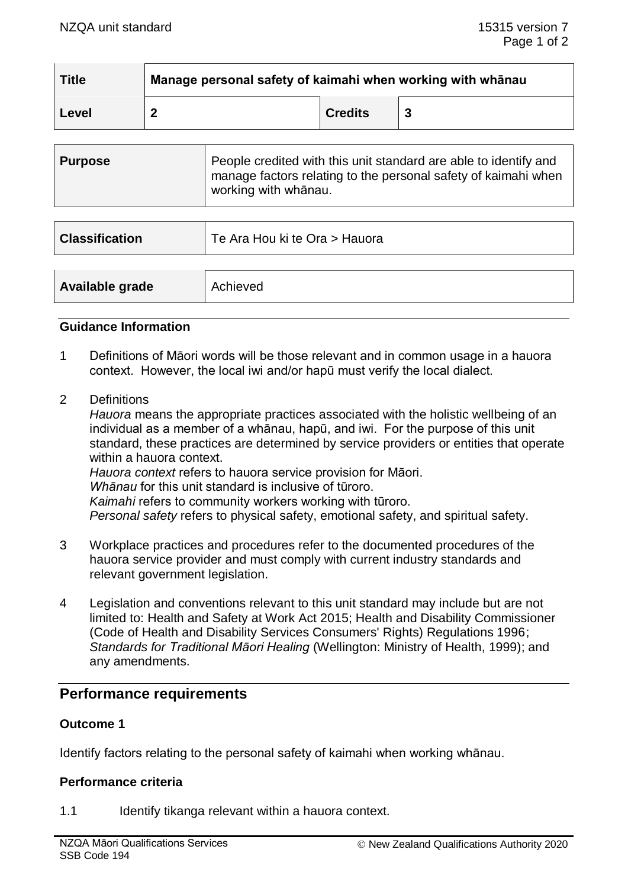| Title | Manage personal safety of kaimahi when working with whānau | | |
|---|---|---|---|
| Level | 2 | Credits | 3 |

| Purpose | People credited with this unit standard are able to identify and manage factors relating to the personal safety of kaimahi when working with whānau. |
|---|---|

| Classification | Te Ara Hou ki te Ora > Hauora |
|---|---|

| Available grade | Achieved |
|---|---|

### Guidance Information

1. Definitions of Māori words will be those relevant and in common usage in a hauora context. However, the local iwi and/or hapū must verify the local dialect.

2. Definitions

   *Hauora* means the appropriate practices associated with the holistic wellbeing of an individual as a member of a whānau, hapū, and iwi. For the purpose of this unit standard, these practices are determined by service providers or entities that operate within a hauora context.
   *Hauora context* refers to hauora service provision for Māori.
   *Whānau* for this unit standard is inclusive of tūroro.
   *Kaimahi* refers to community workers working with tūroro.
   *Personal safety* refers to physical safety, emotional safety, and spiritual safety.

3. Workplace practices and procedures refer to the documented procedures of the hauora service provider and must comply with current industry standards and relevant government legislation.

4. Legislation and conventions relevant to this unit standard may include but are not limited to: Health and Safety at Work Act 2015; Health and Disability Commissioner (Code of Health and Disability Services Consumers' Rights) Regulations 1996; *Standards for Traditional Māori Healing* (Wellington: Ministry of Health, 1999); and any amendments.

## Performance requirements

### Outcome 1

Identify factors relating to the personal safety of kaimahi when working whānau.

### Performance criteria

1.1 Identify tikanga relevant within a hauora context.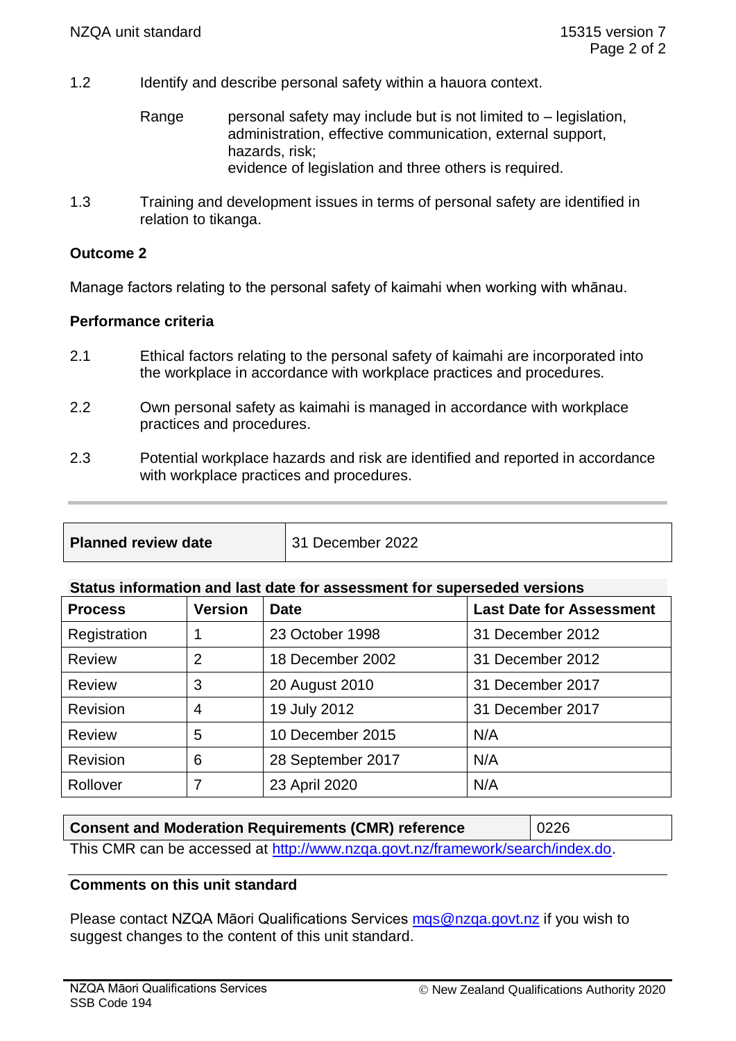1.2 Identify and describe personal safety within a hauora context.

Range personal safety may include but is not limited to – legislation, administration, effective communication, external support, hazards, risk;
evidence of legislation and three others is required.

1.3 Training and development issues in terms of personal safety are identified in relation to tikanga.

**Outcome 2**

Manage factors relating to the personal safety of kaimahi when working with whānau.

**Performance criteria**

2.1 Ethical factors relating to the personal safety of kaimahi are incorporated into the workplace in accordance with workplace practices and procedures.

2.2 Own personal safety as kaimahi is managed in accordance with workplace practices and procedures.

2.3 Potential workplace hazards and risk are identified and reported in accordance with workplace practices and procedures.

| | |
|---|---|
| **Planned review date** | 31 December 2022 |

**Status information and last date for assessment for superseded versions**

| Process | Version | Date | Last Date for Assessment |
|---|---|---|---|
| Registration | 1 | 23 October 1998 | 31 December 2012 |
| Review | 2 | 18 December 2002 | 31 December 2012 |
| Review | 3 | 20 August 2010 | 31 December 2017 |
| Revision | 4 | 19 July 2012 | 31 December 2017 |
| Review | 5 | 10 December 2015 | N/A |
| Revision | 6 | 28 September 2017 | N/A |
| Rollover | 7 | 23 April 2020 | N/A |

| | |
|---|---|
| **Consent and Moderation Requirements (CMR) reference** | 0226 |

This CMR can be accessed at http://www.nzqa.govt.nz/framework/search/index.do.

**Comments on this unit standard**

Please contact NZQA Māori Qualifications Services mqs@nzqa.govt.nz if you wish to suggest changes to the content of this unit standard.